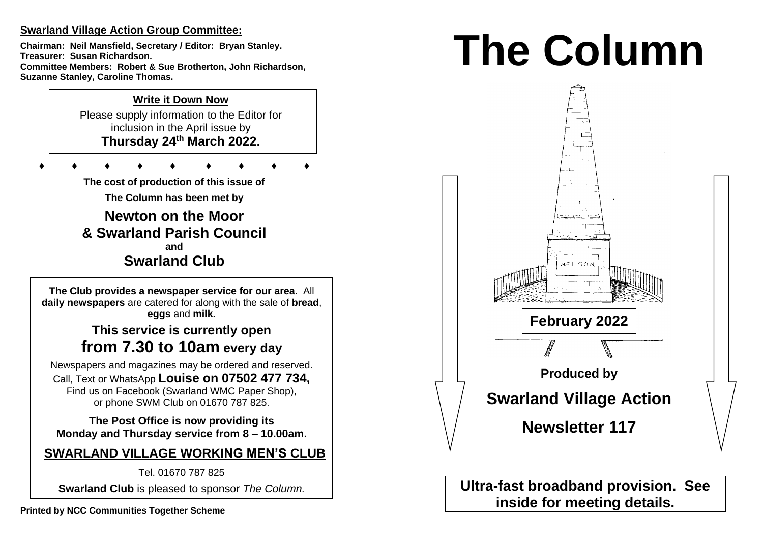**Swarland Village Action Group Committee:**

**Chairman: Neil Mansfield, Secretary / Editor: Bryan Stanley.**
**Treasurer: Susan Richardson.**
**Committee Members: Robert & Sue Brotherton, John Richardson, Suzanne Stanley, Caroline Thomas.**

**Write it Down Now**

Please supply information to the Editor for inclusion in the April issue by **Thursday 24th March 2022.**

♦ ♦ ♦ ♦ ♦ ♦ ♦ ♦ ♦

**The cost of production of this issue of The Column has been met by**

## Newton on the Moor & Swarland Parish Council
**and**
## Swarland Club

**The Club provides a newspaper service for our area**. All **daily newspapers** are catered for along with the sale of **bread**, **eggs** and **milk.**

**This service is currently open from 7.30 to 10am every day**

Newspapers and magazines may be ordered and reserved. Call, Text or WhatsApp **Louise on 07502 477 734,** Find us on Facebook (Swarland WMC Paper Shop), or phone SWM Club on 01670 787 825.

**The Post Office is now providing its Monday and Thursday service from 8 – 10.00am.**

**SWARLAND VILLAGE WORKING MEN'S CLUB**

Tel. 01670 787 825

**Swarland Club** is pleased to sponsor *The Column.*

**Printed by NCC Communities Together Scheme**

# The Column

**February 2022**

**Produced by**

## Swarland Village Action

## Newsletter 117

**Ultra-fast broadband provision. See inside for meeting details.**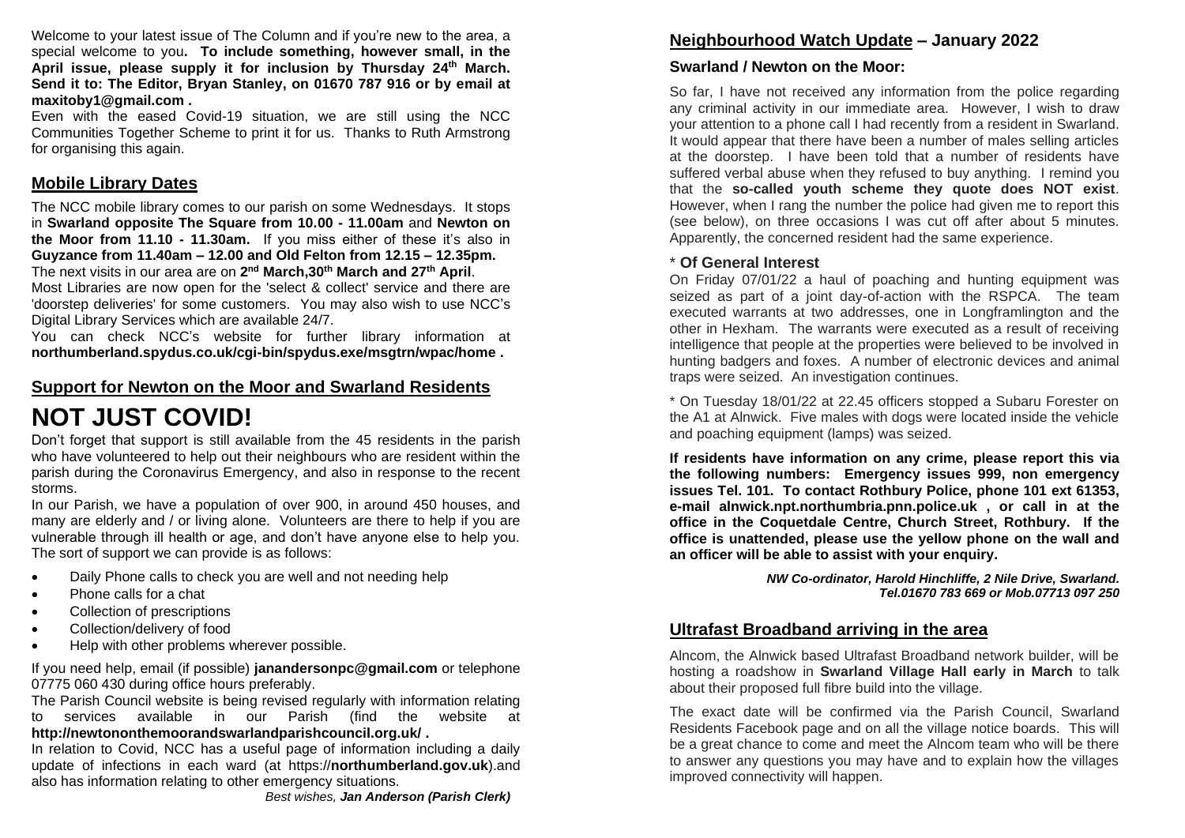Welcome to your latest issue of The Column and if you're new to the area, a special welcome to you**. To include something, however small, in the April issue, please supply it for inclusion by Thursday 24th March. Send it to: The Editor, Bryan Stanley, on 01670 787 916 or by email at maxitoby1@gmail.com .**

Even with the eased Covid-19 situation, we are still using the NCC Communities Together Scheme to print it for us. Thanks to Ruth Armstrong for organising this again.

## Mobile Library Dates

The NCC mobile library comes to our parish on some Wednesdays. It stops in **Swarland opposite The Square from 10.00 - 11.00am** and **Newton on the Moor from 11.10 - 11.30am.** If you miss either of these it's also in **Guyzance from 11.40am – 12.00 and Old Felton from 12.15 – 12.35pm.**

The next visits in our area are on **2nd March,30th March and 27th April**.

Most Libraries are now open for the 'select & collect' service and there are 'doorstep deliveries' for some customers. You may also wish to use NCC's Digital Library Services which are available 24/7.

You can check NCC's website for further library information at **northumberland.spydus.co.uk/cgi-bin/spydus.exe/msgtrn/wpac/home .**

## Support for Newton on the Moor and Swarland Residents

# NOT JUST COVID!

Don't forget that support is still available from the 45 residents in the parish who have volunteered to help out their neighbours who are resident within the parish during the Coronavirus Emergency, and also in response to the recent storms.

In our Parish, we have a population of over 900, in around 450 houses, and many are elderly and / or living alone. Volunteers are there to help if you are vulnerable through ill health or age, and don't have anyone else to help you. The sort of support we can provide is as follows:

- Daily Phone calls to check you are well and not needing help
- Phone calls for a chat
- Collection of prescriptions
- Collection/delivery of food
- Help with other problems wherever possible.

If you need help, email (if possible) **janandersonpc@gmail.com** or telephone 07775 060 430 during office hours preferably.

The Parish Council website is being revised regularly with information relating to services available in our Parish (find the website at **http://newtononthemoorandswarlandparishcouncil.org.uk/ .**

In relation to Covid, NCC has a useful page of information including a daily update of infections in each ward (at https://**northumberland.gov.uk**).and also has information relating to other emergency situations.

*Best wishes, **Jan Anderson (Parish Clerk)***

## Neighbourhood Watch Update – January 2022

### Swarland / Newton on the Moor:

So far, I have not received any information from the police regarding any criminal activity in our immediate area. However, I wish to draw your attention to a phone call I had recently from a resident in Swarland. It would appear that there have been a number of males selling articles at the doorstep. I have been told that a number of residents have suffered verbal abuse when they refused to buy anything. I remind you that the **so-called youth scheme they quote does NOT exist**. However, when I rang the number the police had given me to report this (see below), on three occasions I was cut off after about 5 minutes. Apparently, the concerned resident had the same experience.

### * Of General Interest

On Friday 07/01/22 a haul of poaching and hunting equipment was seized as part of a joint day-of-action with the RSPCA. The team executed warrants at two addresses, one in Longframlington and the other in Hexham. The warrants were executed as a result of receiving intelligence that people at the properties were believed to be involved in hunting badgers and foxes. A number of electronic devices and animal traps were seized. An investigation continues.

* On Tuesday 18/01/22 at 22.45 officers stopped a Subaru Forester on the A1 at Alnwick. Five males with dogs were located inside the vehicle and poaching equipment (lamps) was seized.

**If residents have information on any crime, please report this via the following numbers: Emergency issues 999, non emergency issues Tel. 101. To contact Rothbury Police, phone 101 ext 61353, e-mail alnwick.npt.northumbria.pnn.police.uk , or call in at the office in the Coquetdale Centre, Church Street, Rothbury. If the office is unattended, please use the yellow phone on the wall and an officer will be able to assist with your enquiry.**

***NW Co-ordinator, Harold Hinchliffe, 2 Nile Drive, Swarland. Tel.01670 783 669 or Mob.07713 097 250***

## Ultrafast Broadband arriving in the area

Alncom, the Alnwick based Ultrafast Broadband network builder, will be hosting a roadshow in **Swarland Village Hall early in March** to talk about their proposed full fibre build into the village.

The exact date will be confirmed via the Parish Council, Swarland Residents Facebook page and on all the village notice boards. This will be a great chance to come and meet the Alncom team who will be there to answer any questions you may have and to explain how the villages improved connectivity will happen.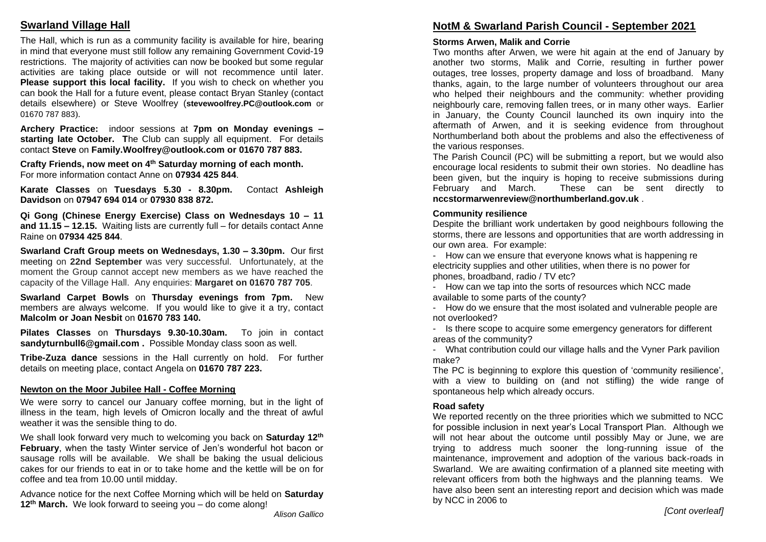## Swarland Village Hall

The Hall, which is run as a community facility is available for hire, bearing in mind that everyone must still follow any remaining Government Covid-19 restrictions. The majority of activities can now be booked but some regular activities are taking place outside or will not recommence until later. **Please support this local facility.** If you wish to check on whether you can book the Hall for a future event, please contact Bryan Stanley (contact details elsewhere) or Steve Woolfrey (**stevewoolfrey.PC@outlook.com** or 01670 787 883).

**Archery Practice:** indoor sessions at **7pm on Monday evenings – starting late October. T**he Club can supply all equipment. For details contact **Steve** on **Family.Woolfrey@outlook.com or 01670 787 883.**

**Crafty Friends, now meet on 4th Saturday morning of each month.** For more information contact Anne on **07934 425 844**.

**Karate Classes** on **Tuesdays 5.30 - 8.30pm.** Contact **Ashleigh Davidson** on **07947 694 014** or **07930 838 872.**

**Qi Gong (Chinese Energy Exercise) Class on Wednesdays 10 – 11 and 11.15 – 12.15.** Waiting lists are currently full – for details contact Anne Raine on **07934 425 844**.

**Swarland Craft Group meets on Wednesdays, 1.30 – 3.30pm.** Our first meeting on **22nd September** was very successful. Unfortunately, at the moment the Group cannot accept new members as we have reached the capacity of the Village Hall. Any enquiries: **Margaret on 01670 787 705**.

**Swarland Carpet Bowls** on **Thursday evenings from 7pm.** New members are always welcome. If you would like to give it a try, contact **Malcolm or Joan Nesbit** on **01670 783 140.**

**Pilates Classes** on **Thursdays 9.30-10.30am.** To join in contact **sandyturnbull6@gmail.com .** Possible Monday class soon as well.

**Tribe-Zuza dance** sessions in the Hall currently on hold. For further details on meeting place, contact Angela on **01670 787 223.**

## Newton on the Moor Jubilee Hall - Coffee Morning

We were sorry to cancel our January coffee morning, but in the light of illness in the team, high levels of Omicron locally and the threat of awful weather it was the sensible thing to do.

We shall look forward very much to welcoming you back on **Saturday 12th February**, when the tasty Winter service of Jen's wonderful hot bacon or sausage rolls will be available. We shall be baking the usual delicious cakes for our friends to eat in or to take home and the kettle will be on for coffee and tea from 10.00 until midday.

Advance notice for the next Coffee Morning which will be held on **Saturday 12th March.** We look forward to seeing you – do come along!

*Alison Gallico*

## NotM & Swarland Parish Council - September 2021

### Storms Arwen, Malik and Corrie

Two months after Arwen, we were hit again at the end of January by another two storms, Malik and Corrie, resulting in further power outages, tree losses, property damage and loss of broadband. Many thanks, again, to the large number of volunteers throughout our area who helped their neighbours and the community: whether providing neighbourly care, removing fallen trees, or in many other ways. Earlier in January, the County Council launched its own inquiry into the aftermath of Arwen, and it is seeking evidence from throughout Northumberland both about the problems and also the effectiveness of the various responses.

The Parish Council (PC) will be submitting a report, but we would also encourage local residents to submit their own stories. No deadline has been given, but the inquiry is hoping to receive submissions during February and March. These can be sent directly to **nccstormarwenreview@northumberland.gov.uk** .

### Community resilience

Despite the brilliant work undertaken by good neighbours following the storms, there are lessons and opportunities that are worth addressing in our own area. For example:

- How can we ensure that everyone knows what is happening re electricity supplies and other utilities, when there is no power for phones, broadband, radio / TV etc?
- How can we tap into the sorts of resources which NCC made available to some parts of the county?
- How do we ensure that the most isolated and vulnerable people are not overlooked?
- Is there scope to acquire some emergency generators for different areas of the community?
- What contribution could our village halls and the Vyner Park pavilion make?

The PC is beginning to explore this question of 'community resilience', with a view to building on (and not stifling) the wide range of spontaneous help which already occurs.

### Road safety

We reported recently on the three priorities which we submitted to NCC for possible inclusion in next year's Local Transport Plan. Although we will not hear about the outcome until possibly May or June, we are trying to address much sooner the long-running issue of the maintenance, improvement and adoption of the various back-roads in Swarland. We are awaiting confirmation of a planned site meeting with relevant officers from both the highways and the planning teams. We have also been sent an interesting report and decision which was made by NCC in 2006 to

*[Cont overleaf]*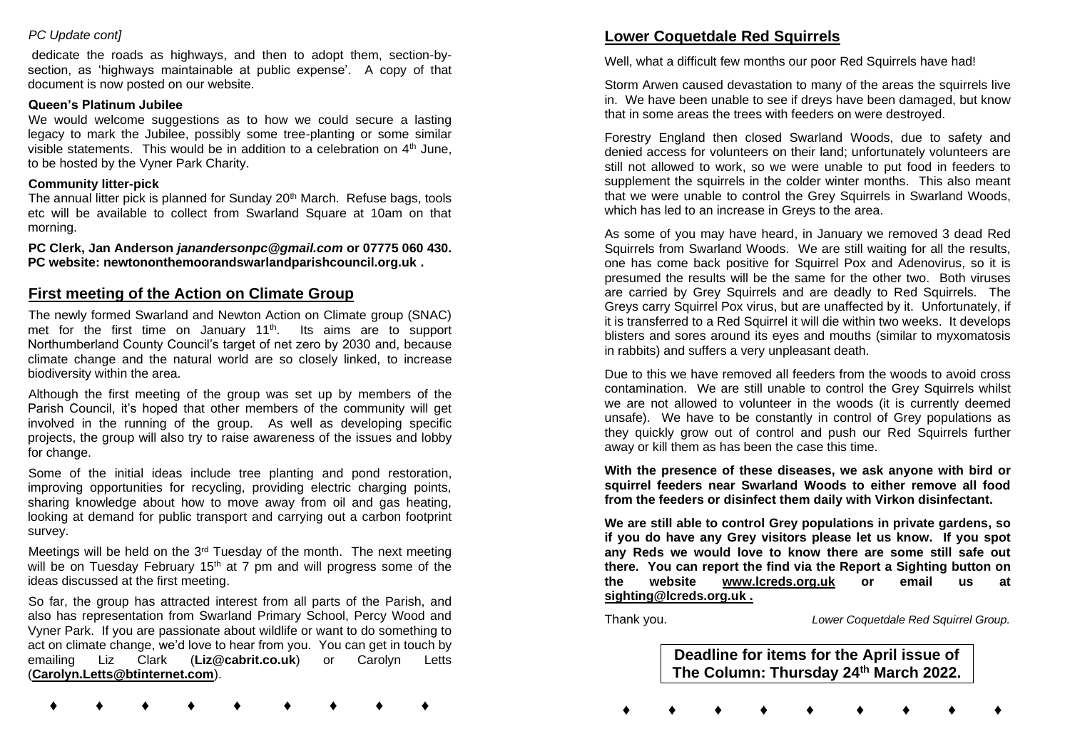*PC Update cont]*

dedicate the roads as highways, and then to adopt them, section-by-section, as 'highways maintainable at public expense'. A copy of that document is now posted on our website.

**Queen's Platinum Jubilee**

We would welcome suggestions as to how we could secure a lasting legacy to mark the Jubilee, possibly some tree-planting or some similar visible statements. This would be in addition to a celebration on 4th June, to be hosted by the Vyner Park Charity.

**Community litter-pick**

The annual litter pick is planned for Sunday 20th March. Refuse bags, tools etc will be available to collect from Swarland Square at 10am on that morning.

**PC Clerk, Jan Anderson *janandersonpc@gmail.com* or 07775 060 430.**
**PC website: newtononthemoorandswarlandparishcouncil.org.uk .**

## First meeting of the Action on Climate Group

The newly formed Swarland and Newton Action on Climate group (SNAC) met for the first time on January 11th. Its aims are to support Northumberland County Council's target of net zero by 2030 and, because climate change and the natural world are so closely linked, to increase biodiversity within the area.

Although the first meeting of the group was set up by members of the Parish Council, it's hoped that other members of the community will get involved in the running of the group. As well as developing specific projects, the group will also try to raise awareness of the issues and lobby for change.

Some of the initial ideas include tree planting and pond restoration, improving opportunities for recycling, providing electric charging points, sharing knowledge about how to move away from oil and gas heating, looking at demand for public transport and carrying out a carbon footprint survey.

Meetings will be held on the 3rd Tuesday of the month. The next meeting will be on Tuesday February 15th at 7 pm and will progress some of the ideas discussed at the first meeting.

So far, the group has attracted interest from all parts of the Parish, and also has representation from Swarland Primary School, Percy Wood and Vyner Park. If you are passionate about wildlife or want to do something to act on climate change, we'd love to hear from you. You can get in touch by emailing Liz Clark (**Liz@cabrit.co.uk**) or Carolyn Letts (**Carolyn.Letts@btinternet.com**).

♦ ♦ ♦ ♦ ♦ ♦ ♦ ♦ ♦

## Lower Coquetdale Red Squirrels

Well, what a difficult few months our poor Red Squirrels have had!

Storm Arwen caused devastation to many of the areas the squirrels live in. We have been unable to see if dreys have been damaged, but know that in some areas the trees with feeders on were destroyed.

Forestry England then closed Swarland Woods, due to safety and denied access for volunteers on their land; unfortunately volunteers are still not allowed to work, so we were unable to put food in feeders to supplement the squirrels in the colder winter months. This also meant that we were unable to control the Grey Squirrels in Swarland Woods, which has led to an increase in Greys to the area.

As some of you may have heard, in January we removed 3 dead Red Squirrels from Swarland Woods. We are still waiting for all the results, one has come back positive for Squirrel Pox and Adenovirus, so it is presumed the results will be the same for the other two. Both viruses are carried by Grey Squirrels and are deadly to Red Squirrels. The Greys carry Squirrel Pox virus, but are unaffected by it. Unfortunately, if it is transferred to a Red Squirrel it will die within two weeks. It develops blisters and sores around its eyes and mouths (similar to myxomatosis in rabbits) and suffers a very unpleasant death.

Due to this we have removed all feeders from the woods to avoid cross contamination. We are still unable to control the Grey Squirrels whilst we are not allowed to volunteer in the woods (it is currently deemed unsafe). We have to be constantly in control of Grey populations as they quickly grow out of control and push our Red Squirrels further away or kill them as has been the case this time.

**With the presence of these diseases, we ask anyone with bird or squirrel feeders near Swarland Woods to either remove all food from the feeders or disinfect them daily with Virkon disinfectant.**

**We are still able to control Grey populations in private gardens, so if you do have any Grey visitors please let us know. If you spot any Reds we would love to know there are some still safe out there. You can report the find via the Report a Sighting button on the website www.lcreds.org.uk or email us at sighting@lcreds.org.uk .**

Thank you. *Lower Coquetdale Red Squirrel Group.*

**Deadline for items for the April issue of The Column: Thursday 24th March 2022.**

♦ ♦ ♦ ♦ ♦ ♦ ♦ ♦ ♦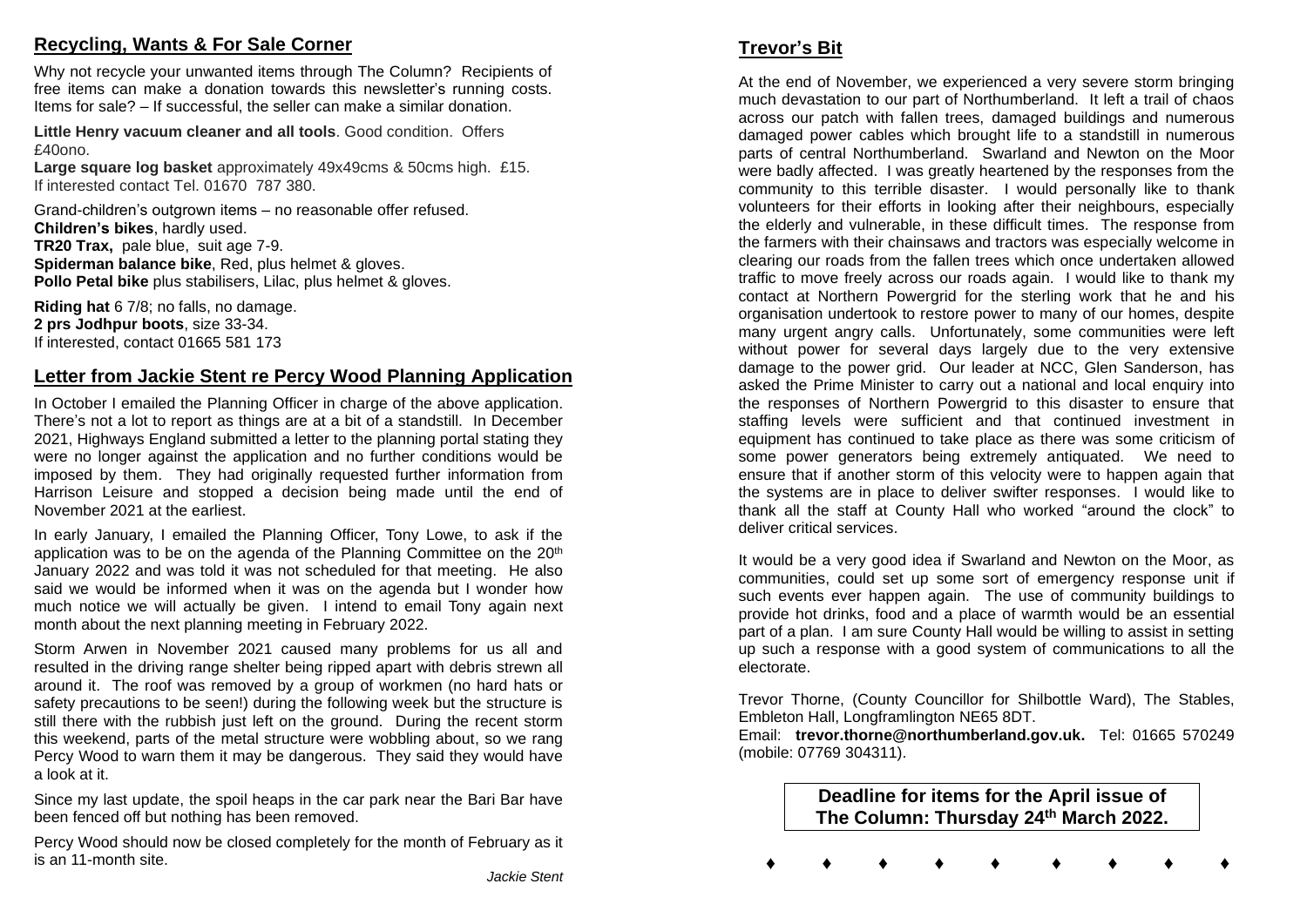## Recycling, Wants & For Sale Corner

Why not recycle your unwanted items through The Column? Recipients of free items can make a donation towards this newsletter's running costs. Items for sale? – If successful, the seller can make a similar donation.

**Little Henry vacuum cleaner and all tools**. Good condition. Offers £40ono.
**Large square log basket** approximately 49x49cms & 50cms high. £15.
If interested contact Tel. 01670 787 380.

Grand-children's outgrown items – no reasonable offer refused.
**Children's bikes**, hardly used.
**TR20 Trax,** pale blue, suit age 7-9.
**Spiderman balance bike**, Red, plus helmet & gloves.
**Pollo Petal bike** plus stabilisers, Lilac, plus helmet & gloves.

**Riding hat** 6 7/8; no falls, no damage.
**2 prs Jodhpur boots**, size 33-34.
If interested, contact 01665 581 173

## Letter from Jackie Stent re Percy Wood Planning Application

In October I emailed the Planning Officer in charge of the above application. There's not a lot to report as things are at a bit of a standstill. In December 2021, Highways England submitted a letter to the planning portal stating they were no longer against the application and no further conditions would be imposed by them. They had originally requested further information from Harrison Leisure and stopped a decision being made until the end of November 2021 at the earliest.

In early January, I emailed the Planning Officer, Tony Lowe, to ask if the application was to be on the agenda of the Planning Committee on the 20th January 2022 and was told it was not scheduled for that meeting. He also said we would be informed when it was on the agenda but I wonder how much notice we will actually be given. I intend to email Tony again next month about the next planning meeting in February 2022.

Storm Arwen in November 2021 caused many problems for us all and resulted in the driving range shelter being ripped apart with debris strewn all around it. The roof was removed by a group of workmen (no hard hats or safety precautions to be seen!) during the following week but the structure is still there with the rubbish just left on the ground. During the recent storm this weekend, parts of the metal structure were wobbling about, so we rang Percy Wood to warn them it may be dangerous. They said they would have a look at it.

Since my last update, the spoil heaps in the car park near the Bari Bar have been fenced off but nothing has been removed.

Percy Wood should now be closed completely for the month of February as it is an 11-month site.

*Jackie Stent*

## Trevor's Bit

At the end of November, we experienced a very severe storm bringing much devastation to our part of Northumberland. It left a trail of chaos across our patch with fallen trees, damaged buildings and numerous damaged power cables which brought life to a standstill in numerous parts of central Northumberland. Swarland and Newton on the Moor were badly affected. I was greatly heartened by the responses from the community to this terrible disaster. I would personally like to thank volunteers for their efforts in looking after their neighbours, especially the elderly and vulnerable, in these difficult times. The response from the farmers with their chainsaws and tractors was especially welcome in clearing our roads from the fallen trees which once undertaken allowed traffic to move freely across our roads again. I would like to thank my contact at Northern Powergrid for the sterling work that he and his organisation undertook to restore power to many of our homes, despite many urgent angry calls. Unfortunately, some communities were left without power for several days largely due to the very extensive damage to the power grid. Our leader at NCC, Glen Sanderson, has asked the Prime Minister to carry out a national and local enquiry into the responses of Northern Powergrid to this disaster to ensure that staffing levels were sufficient and that continued investment in equipment has continued to take place as there was some criticism of some power generators being extremely antiquated. We need to ensure that if another storm of this velocity were to happen again that the systems are in place to deliver swifter responses. I would like to thank all the staff at County Hall who worked "around the clock" to deliver critical services.

It would be a very good idea if Swarland and Newton on the Moor, as communities, could set up some sort of emergency response unit if such events ever happen again. The use of community buildings to provide hot drinks, food and a place of warmth would be an essential part of a plan. I am sure County Hall would be willing to assist in setting up such a response with a good system of communications to all the electorate.

Trevor Thorne, (County Councillor for Shilbottle Ward), The Stables, Embleton Hall, Longframlington NE65 8DT.
Email: **trevor.thorne@northumberland.gov.uk.** Tel: 01665 570249 (mobile: 07769 304311).

**Deadline for items for the April issue of The Column: Thursday 24th March 2022.**

♦ ♦ ♦ ♦ ♦ ♦ ♦ ♦ ♦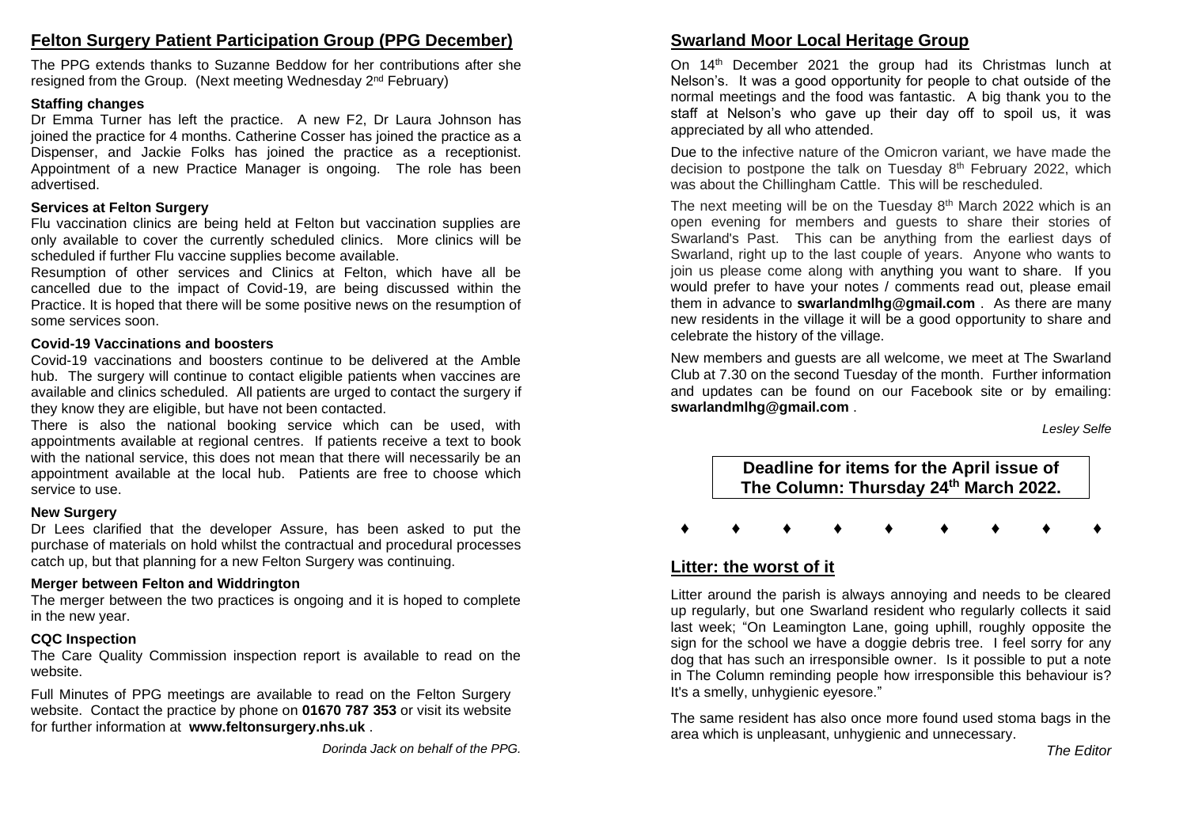## Felton Surgery Patient Participation Group (PPG December)

The PPG extends thanks to Suzanne Beddow for her contributions after she resigned from the Group. (Next meeting Wednesday 2nd February)

### Staffing changes

Dr Emma Turner has left the practice. A new F2, Dr Laura Johnson has joined the practice for 4 months. Catherine Cosser has joined the practice as a Dispenser, and Jackie Folks has joined the practice as a receptionist. Appointment of a new Practice Manager is ongoing. The role has been advertised.

### Services at Felton Surgery

Flu vaccination clinics are being held at Felton but vaccination supplies are only available to cover the currently scheduled clinics. More clinics will be scheduled if further Flu vaccine supplies become available.

Resumption of other services and Clinics at Felton, which have all be cancelled due to the impact of Covid-19, are being discussed within the Practice. It is hoped that there will be some positive news on the resumption of some services soon.

### Covid-19 Vaccinations and boosters

Covid-19 vaccinations and boosters continue to be delivered at the Amble hub. The surgery will continue to contact eligible patients when vaccines are available and clinics scheduled. All patients are urged to contact the surgery if they know they are eligible, but have not been contacted.

There is also the national booking service which can be used, with appointments available at regional centres. If patients receive a text to book with the national service, this does not mean that there will necessarily be an appointment available at the local hub. Patients are free to choose which service to use.

### New Surgery

Dr Lees clarified that the developer Assure, has been asked to put the purchase of materials on hold whilst the contractual and procedural processes catch up, but that planning for a new Felton Surgery was continuing.

### Merger between Felton and Widdrington

The merger between the two practices is ongoing and it is hoped to complete in the new year.

### CQC Inspection

The Care Quality Commission inspection report is available to read on the website.

Full Minutes of PPG meetings are available to read on the Felton Surgery website. Contact the practice by phone on **01670 787 353** or visit its website for further information at **www.feltonsurgery.nhs.uk** .

*Dorinda Jack on behalf of the PPG.*

## Swarland Moor Local Heritage Group

On 14th December 2021 the group had its Christmas lunch at Nelson's. It was a good opportunity for people to chat outside of the normal meetings and the food was fantastic. A big thank you to the staff at Nelson's who gave up their day off to spoil us, it was appreciated by all who attended.

Due to the infective nature of the Omicron variant, we have made the decision to postpone the talk on Tuesday 8th February 2022, which was about the Chillingham Cattle. This will be rescheduled.

The next meeting will be on the Tuesday 8th March 2022 which is an open evening for members and guests to share their stories of Swarland's Past. This can be anything from the earliest days of Swarland, right up to the last couple of years. Anyone who wants to join us please come along with anything you want to share. If you would prefer to have your notes / comments read out, please email them in advance to **swarlandmlhg@gmail.com** . As there are many new residents in the village it will be a good opportunity to share and celebrate the history of the village.

New members and guests are all welcome, we meet at The Swarland Club at 7.30 on the second Tuesday of the month. Further information and updates can be found on our Facebook site or by emailing: **swarlandmlhg@gmail.com** .

*Lesley Selfe*

**Deadline for items for the April issue of The Column: Thursday 24th March 2022.**

♦ ♦ ♦ ♦ ♦ ♦ ♦ ♦ ♦

## Litter: the worst of it

Litter around the parish is always annoying and needs to be cleared up regularly, but one Swarland resident who regularly collects it said last week; "On Leamington Lane, going uphill, roughly opposite the sign for the school we have a doggie debris tree. I feel sorry for any dog that has such an irresponsible owner. Is it possible to put a note in The Column reminding people how irresponsible this behaviour is? It's a smelly, unhygienic eyesore."

The same resident has also once more found used stoma bags in the area which is unpleasant, unhygienic and unnecessary.

*The Editor*